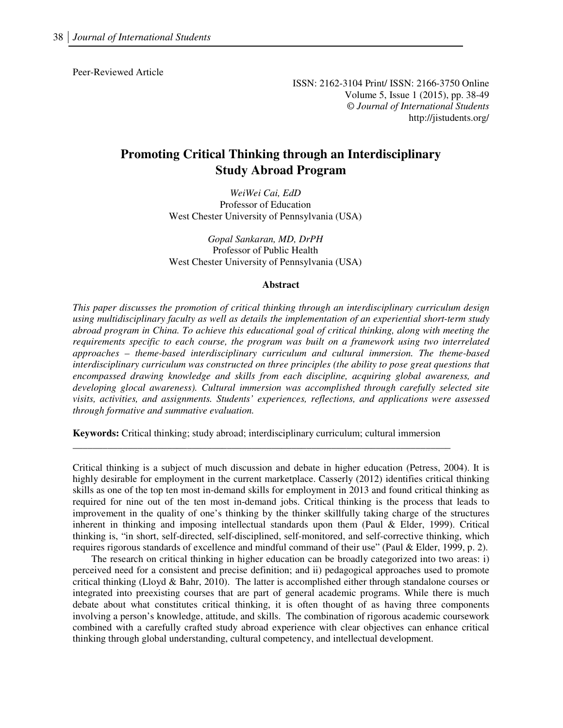Peer-Reviewed Article

ISSN: 2162-3104 Print/ ISSN: 2166-3750 Online
Volume 5, Issue 1 (2015), pp. 38-49
© *Journal of International Students*
http://jistudents.org/

# Promoting Critical Thinking through an Interdisciplinary Study Abroad Program

*WeiWei Cai, EdD*
Professor of Education
West Chester University of Pennsylvania (USA)

*Gopal Sankaran, MD, DrPH*
Professor of Public Health
West Chester University of Pennsylvania (USA)

## Abstract

*This paper discusses the promotion of critical thinking through an interdisciplinary curriculum design using multidisciplinary faculty as well as details the implementation of an experiential short-term study abroad program in China. To achieve this educational goal of critical thinking, along with meeting the requirements specific to each course, the program was built on a framework using two interrelated approaches – theme-based interdisciplinary curriculum and cultural immersion. The theme-based interdisciplinary curriculum was constructed on three principles (the ability to pose great questions that encompassed drawing knowledge and skills from each discipline, acquiring global awareness, and developing glocal awareness). Cultural immersion was accomplished through carefully selected site visits, activities, and assignments. Students' experiences, reflections, and applications were assessed through formative and summative evaluation.*

**Keywords:** Critical thinking; study abroad; interdisciplinary curriculum; cultural immersion

---

Critical thinking is a subject of much discussion and debate in higher education (Petress, 2004). It is highly desirable for employment in the current marketplace. Casserly (2012) identifies critical thinking skills as one of the top ten most in-demand skills for employment in 2013 and found critical thinking as required for nine out of the ten most in-demand jobs. Critical thinking is the process that leads to improvement in the quality of one's thinking by the thinker skillfully taking charge of the structures inherent in thinking and imposing intellectual standards upon them (Paul & Elder, 1999). Critical thinking is, "in short, self-directed, self-disciplined, self-monitored, and self-corrective thinking, which requires rigorous standards of excellence and mindful command of their use" (Paul & Elder, 1999, p. 2).

The research on critical thinking in higher education can be broadly categorized into two areas: i) perceived need for a consistent and precise definition; and ii) pedagogical approaches used to promote critical thinking (Lloyd & Bahr, 2010). The latter is accomplished either through standalone courses or integrated into preexisting courses that are part of general academic programs. While there is much debate about what constitutes critical thinking, it is often thought of as having three components involving a person's knowledge, attitude, and skills. The combination of rigorous academic coursework combined with a carefully crafted study abroad experience with clear objectives can enhance critical thinking through global understanding, cultural competency, and intellectual development.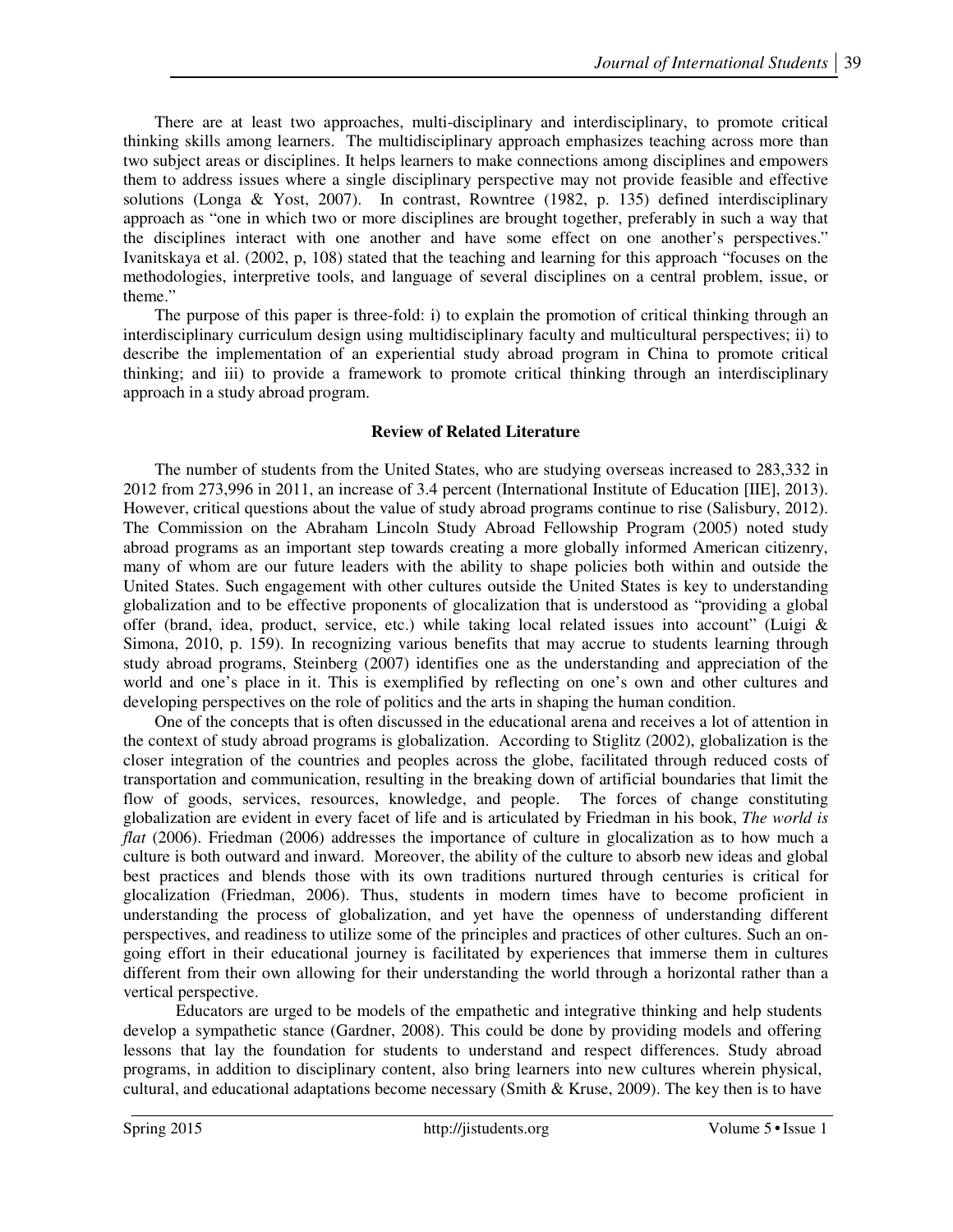There are at least two approaches, multi-disciplinary and interdisciplinary, to promote critical thinking skills among learners. The multidisciplinary approach emphasizes teaching across more than two subject areas or disciplines. It helps learners to make connections among disciplines and empowers them to address issues where a single disciplinary perspective may not provide feasible and effective solutions (Longa & Yost, 2007). In contrast, Rowntree (1982, p. 135) defined interdisciplinary approach as "one in which two or more disciplines are brought together, preferably in such a way that the disciplines interact with one another and have some effect on one another's perspectives." Ivanitskaya et al. (2002, p, 108) stated that the teaching and learning for this approach "focuses on the methodologies, interpretive tools, and language of several disciplines on a central problem, issue, or theme."

The purpose of this paper is three-fold: i) to explain the promotion of critical thinking through an interdisciplinary curriculum design using multidisciplinary faculty and multicultural perspectives; ii) to describe the implementation of an experiential study abroad program in China to promote critical thinking; and iii) to provide a framework to promote critical thinking through an interdisciplinary approach in a study abroad program.

## Review of Related Literature

The number of students from the United States, who are studying overseas increased to 283,332 in 2012 from 273,996 in 2011, an increase of 3.4 percent (International Institute of Education [IIE], 2013). However, critical questions about the value of study abroad programs continue to rise (Salisbury, 2012). The Commission on the Abraham Lincoln Study Abroad Fellowship Program (2005) noted study abroad programs as an important step towards creating a more globally informed American citizenry, many of whom are our future leaders with the ability to shape policies both within and outside the United States. Such engagement with other cultures outside the United States is key to understanding globalization and to be effective proponents of glocalization that is understood as "providing a global offer (brand, idea, product, service, etc.) while taking local related issues into account" (Luigi & Simona, 2010, p. 159). In recognizing various benefits that may accrue to students learning through study abroad programs, Steinberg (2007) identifies one as the understanding and appreciation of the world and one's place in it. This is exemplified by reflecting on one's own and other cultures and developing perspectives on the role of politics and the arts in shaping the human condition.

One of the concepts that is often discussed in the educational arena and receives a lot of attention in the context of study abroad programs is globalization. According to Stiglitz (2002), globalization is the closer integration of the countries and peoples across the globe, facilitated through reduced costs of transportation and communication, resulting in the breaking down of artificial boundaries that limit the flow of goods, services, resources, knowledge, and people. The forces of change constituting globalization are evident in every facet of life and is articulated by Friedman in his book, *The world is flat* (2006). Friedman (2006) addresses the importance of culture in glocalization as to how much a culture is both outward and inward. Moreover, the ability of the culture to absorb new ideas and global best practices and blends those with its own traditions nurtured through centuries is critical for glocalization (Friedman, 2006). Thus, students in modern times have to become proficient in understanding the process of globalization, and yet have the openness of understanding different perspectives, and readiness to utilize some of the principles and practices of other cultures. Such an on-going effort in their educational journey is facilitated by experiences that immerse them in cultures different from their own allowing for their understanding the world through a horizontal rather than a vertical perspective.

Educators are urged to be models of the empathetic and integrative thinking and help students develop a sympathetic stance (Gardner, 2008). This could be done by providing models and offering lessons that lay the foundation for students to understand and respect differences. Study abroad programs, in addition to disciplinary content, also bring learners into new cultures wherein physical, cultural, and educational adaptations become necessary (Smith & Kruse, 2009). The key then is to have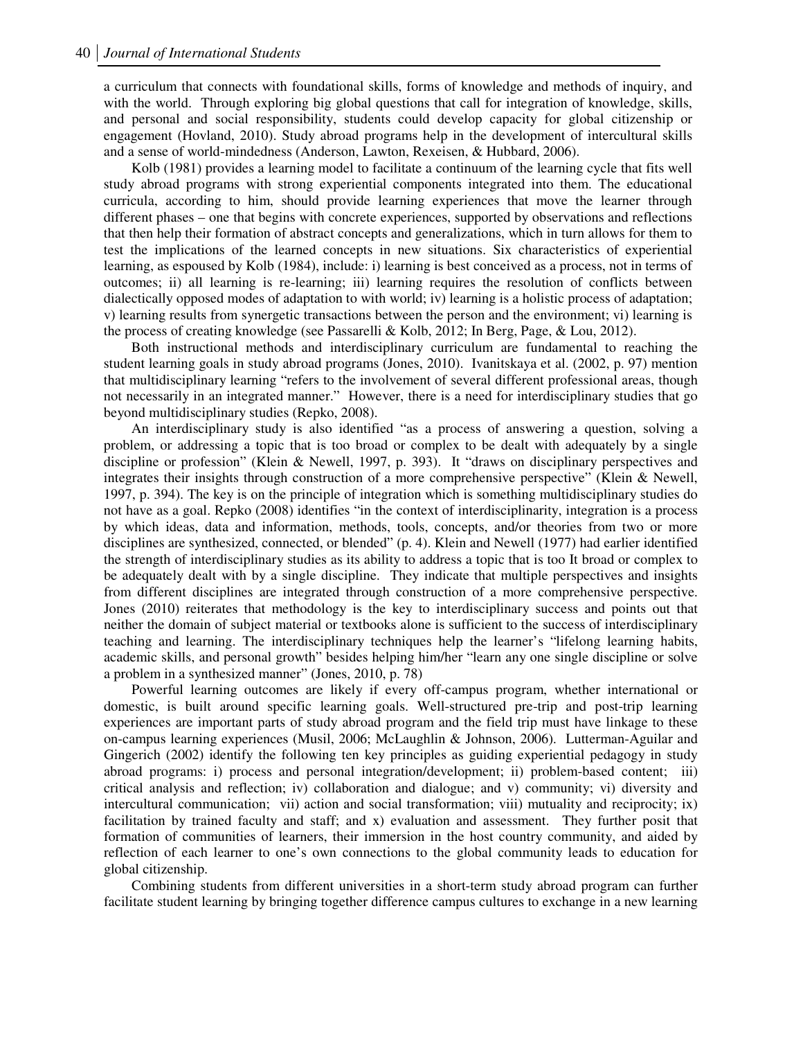a curriculum that connects with foundational skills, forms of knowledge and methods of inquiry, and with the world. Through exploring big global questions that call for integration of knowledge, skills, and personal and social responsibility, students could develop capacity for global citizenship or engagement (Hovland, 2010). Study abroad programs help in the development of intercultural skills and a sense of world-mindedness (Anderson, Lawton, Rexeisen, & Hubbard, 2006).

Kolb (1981) provides a learning model to facilitate a continuum of the learning cycle that fits well study abroad programs with strong experiential components integrated into them. The educational curricula, according to him, should provide learning experiences that move the learner through different phases – one that begins with concrete experiences, supported by observations and reflections that then help their formation of abstract concepts and generalizations, which in turn allows for them to test the implications of the learned concepts in new situations. Six characteristics of experiential learning, as espoused by Kolb (1984), include: i) learning is best conceived as a process, not in terms of outcomes; ii) all learning is re-learning; iii) learning requires the resolution of conflicts between dialectically opposed modes of adaptation to with world; iv) learning is a holistic process of adaptation; v) learning results from synergetic transactions between the person and the environment; vi) learning is the process of creating knowledge (see Passarelli & Kolb, 2012; In Berg, Page, & Lou, 2012).

Both instructional methods and interdisciplinary curriculum are fundamental to reaching the student learning goals in study abroad programs (Jones, 2010). Ivanitskaya et al. (2002, p. 97) mention that multidisciplinary learning "refers to the involvement of several different professional areas, though not necessarily in an integrated manner." However, there is a need for interdisciplinary studies that go beyond multidisciplinary studies (Repko, 2008).

An interdisciplinary study is also identified "as a process of answering a question, solving a problem, or addressing a topic that is too broad or complex to be dealt with adequately by a single discipline or profession" (Klein & Newell, 1997, p. 393). It "draws on disciplinary perspectives and integrates their insights through construction of a more comprehensive perspective" (Klein & Newell, 1997, p. 394). The key is on the principle of integration which is something multidisciplinary studies do not have as a goal. Repko (2008) identifies "in the context of interdisciplinarity, integration is a process by which ideas, data and information, methods, tools, concepts, and/or theories from two or more disciplines are synthesized, connected, or blended" (p. 4). Klein and Newell (1977) had earlier identified the strength of interdisciplinary studies as its ability to address a topic that is too It broad or complex to be adequately dealt with by a single discipline. They indicate that multiple perspectives and insights from different disciplines are integrated through construction of a more comprehensive perspective. Jones (2010) reiterates that methodology is the key to interdisciplinary success and points out that neither the domain of subject material or textbooks alone is sufficient to the success of interdisciplinary teaching and learning. The interdisciplinary techniques help the learner's "lifelong learning habits, academic skills, and personal growth" besides helping him/her "learn any one single discipline or solve a problem in a synthesized manner" (Jones, 2010, p. 78)

Powerful learning outcomes are likely if every off-campus program, whether international or domestic, is built around specific learning goals. Well-structured pre-trip and post-trip learning experiences are important parts of study abroad program and the field trip must have linkage to these on-campus learning experiences (Musil, 2006; McLaughlin & Johnson, 2006). Lutterman-Aguilar and Gingerich (2002) identify the following ten key principles as guiding experiential pedagogy in study abroad programs: i) process and personal integration/development; ii) problem-based content; iii) critical analysis and reflection; iv) collaboration and dialogue; and v) community; vi) diversity and intercultural communication; vii) action and social transformation; viii) mutuality and reciprocity; ix) facilitation by trained faculty and staff; and x) evaluation and assessment. They further posit that formation of communities of learners, their immersion in the host country community, and aided by reflection of each learner to one's own connections to the global community leads to education for global citizenship.

Combining students from different universities in a short-term study abroad program can further facilitate student learning by bringing together difference campus cultures to exchange in a new learning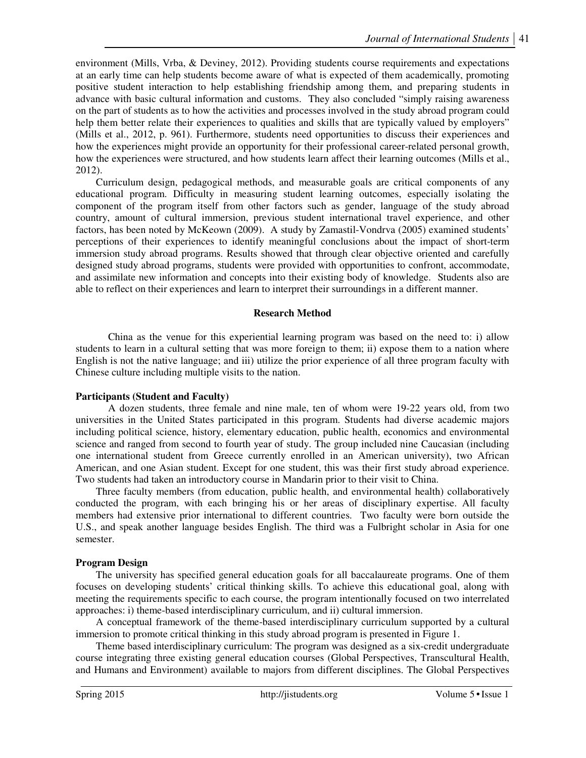environment (Mills, Vrba, & Deviney, 2012). Providing students course requirements and expectations at an early time can help students become aware of what is expected of them academically, promoting positive student interaction to help establishing friendship among them, and preparing students in advance with basic cultural information and customs. They also concluded "simply raising awareness on the part of students as to how the activities and processes involved in the study abroad program could help them better relate their experiences to qualities and skills that are typically valued by employers" (Mills et al., 2012, p. 961). Furthermore, students need opportunities to discuss their experiences and how the experiences might provide an opportunity for their professional career-related personal growth, how the experiences were structured, and how students learn affect their learning outcomes (Mills et al., 2012).

Curriculum design, pedagogical methods, and measurable goals are critical components of any educational program. Difficulty in measuring student learning outcomes, especially isolating the component of the program itself from other factors such as gender, language of the study abroad country, amount of cultural immersion, previous student international travel experience, and other factors, has been noted by McKeown (2009). A study by Zamastil-Vondrva (2005) examined students' perceptions of their experiences to identify meaningful conclusions about the impact of short-term immersion study abroad programs. Results showed that through clear objective oriented and carefully designed study abroad programs, students were provided with opportunities to confront, accommodate, and assimilate new information and concepts into their existing body of knowledge. Students also are able to reflect on their experiences and learn to interpret their surroundings in a different manner.

## Research Method

China as the venue for this experiential learning program was based on the need to: i) allow students to learn in a cultural setting that was more foreign to them; ii) expose them to a nation where English is not the native language; and iii) utilize the prior experience of all three program faculty with Chinese culture including multiple visits to the nation.

### Participants (Student and Faculty)

A dozen students, three female and nine male, ten of whom were 19-22 years old, from two universities in the United States participated in this program. Students had diverse academic majors including political science, history, elementary education, public health, economics and environmental science and ranged from second to fourth year of study. The group included nine Caucasian (including one international student from Greece currently enrolled in an American university), two African American, and one Asian student. Except for one student, this was their first study abroad experience. Two students had taken an introductory course in Mandarin prior to their visit to China.

Three faculty members (from education, public health, and environmental health) collaboratively conducted the program, with each bringing his or her areas of disciplinary expertise. All faculty members had extensive prior international to different countries. Two faculty were born outside the U.S., and speak another language besides English. The third was a Fulbright scholar in Asia for one semester.

### Program Design

The university has specified general education goals for all baccalaureate programs. One of them focuses on developing students' critical thinking skills. To achieve this educational goal, along with meeting the requirements specific to each course, the program intentionally focused on two interrelated approaches: i) theme-based interdisciplinary curriculum, and ii) cultural immersion.

A conceptual framework of the theme-based interdisciplinary curriculum supported by a cultural immersion to promote critical thinking in this study abroad program is presented in Figure 1.

Theme based interdisciplinary curriculum: The program was designed as a six-credit undergraduate course integrating three existing general education courses (Global Perspectives, Transcultural Health, and Humans and Environment) available to majors from different disciplines. The Global Perspectives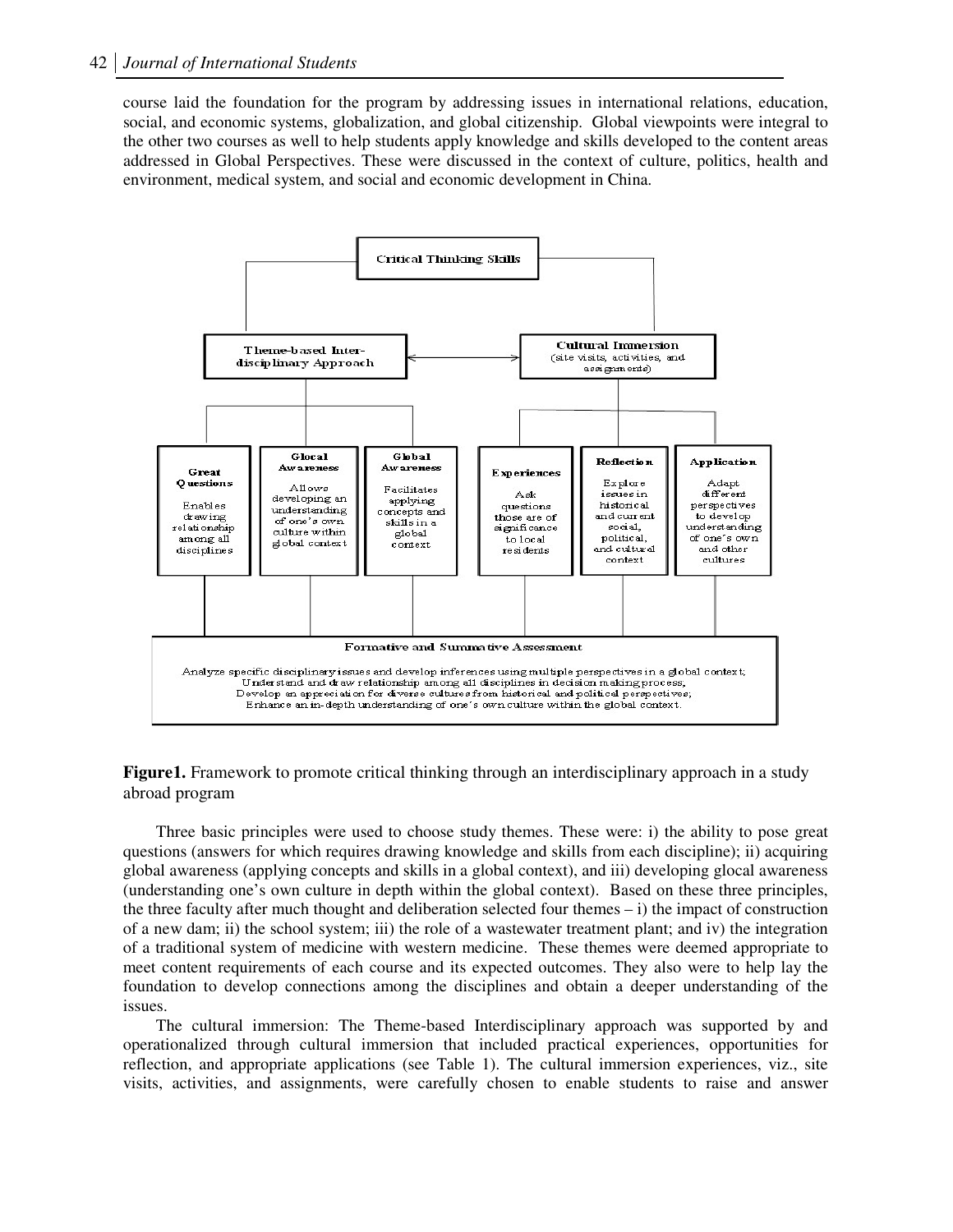course laid the foundation for the program by addressing issues in international relations, education, social, and economic systems, globalization, and global citizenship. Global viewpoints were integral to the other two courses as well to help students apply knowledge and skills developed to the content areas addressed in Global Perspectives. These were discussed in the context of culture, politics, health and environment, medical system, and social and economic development in China.

**Critical Thinking Skills**

**Theme-based Inter-disciplinary Approach** ↔ **Cultural Immersion** (site visits, activities, and assignments)

Theme-based Inter-disciplinary Approach:

- **Great Questions** — Enables drawing relationship among all disciplines
- **Glocal Awareness** — Allows developing an understanding of one's own culture within global context
- **Global Awareness** — Facilitates applying concepts and skills in a global context

Cultural Immersion:

- **Experiences** — Ask questions those are of significance to local residents
- **Reflection** — Explore issues in historical and current social, political, and cultural context
- **Application** — Adapt different perspectives to develop understanding of one's own and other cultures

**Formative and Summative Assessment**

Analyze specific disciplinary issues and develop inferences using multiple perspectives in a global context;
Understand and draw relationship among all disciplines in decision making process;
Develop an appreciation for diverse cultures from historical and political perspectives;
Enhance an in-depth understanding of one's own culture within the global context.

**Figure1.** Framework to promote critical thinking through an interdisciplinary approach in a study abroad program

Three basic principles were used to choose study themes. These were: i) the ability to pose great questions (answers for which requires drawing knowledge and skills from each discipline); ii) acquiring global awareness (applying concepts and skills in a global context), and iii) developing glocal awareness (understanding one's own culture in depth within the global context). Based on these three principles, the three faculty after much thought and deliberation selected four themes – i) the impact of construction of a new dam; ii) the school system; iii) the role of a wastewater treatment plant; and iv) the integration of a traditional system of medicine with western medicine. These themes were deemed appropriate to meet content requirements of each course and its expected outcomes. They also were to help lay the foundation to develop connections among the disciplines and obtain a deeper understanding of the issues.

The cultural immersion: The Theme-based Interdisciplinary approach was supported by and operationalized through cultural immersion that included practical experiences, opportunities for reflection, and appropriate applications (see Table 1). The cultural immersion experiences, viz., site visits, activities, and assignments, were carefully chosen to enable students to raise and answer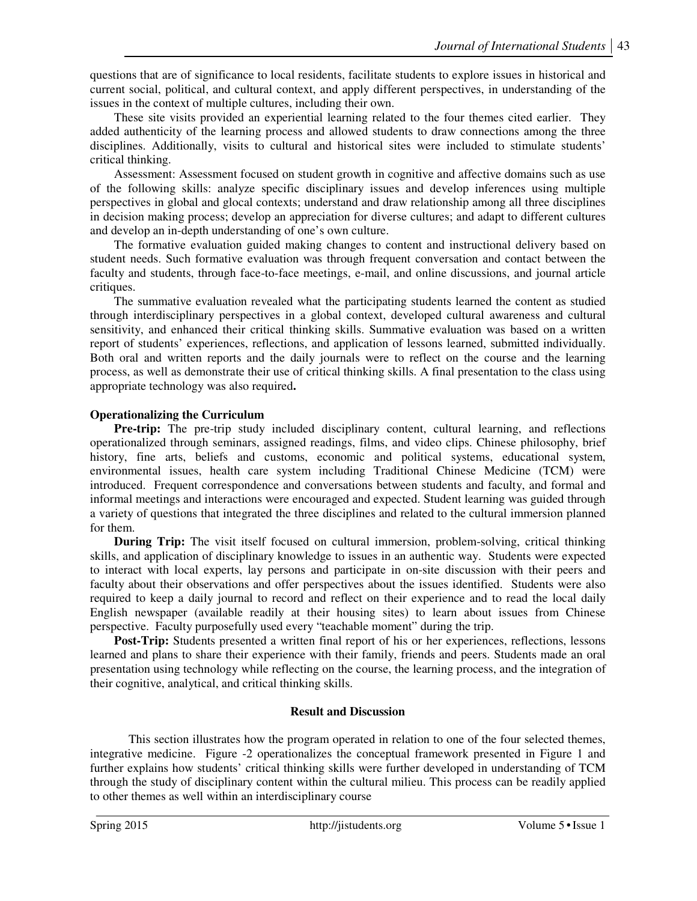questions that are of significance to local residents, facilitate students to explore issues in historical and current social, political, and cultural context, and apply different perspectives, in understanding of the issues in the context of multiple cultures, including their own.

These site visits provided an experiential learning related to the four themes cited earlier. They added authenticity of the learning process and allowed students to draw connections among the three disciplines. Additionally, visits to cultural and historical sites were included to stimulate students' critical thinking.

Assessment: Assessment focused on student growth in cognitive and affective domains such as use of the following skills: analyze specific disciplinary issues and develop inferences using multiple perspectives in global and glocal contexts; understand and draw relationship among all three disciplines in decision making process; develop an appreciation for diverse cultures; and adapt to different cultures and develop an in-depth understanding of one's own culture.

The formative evaluation guided making changes to content and instructional delivery based on student needs. Such formative evaluation was through frequent conversation and contact between the faculty and students, through face-to-face meetings, e-mail, and online discussions, and journal article critiques.

The summative evaluation revealed what the participating students learned the content as studied through interdisciplinary perspectives in a global context, developed cultural awareness and cultural sensitivity, and enhanced their critical thinking skills. Summative evaluation was based on a written report of students' experiences, reflections, and application of lessons learned, submitted individually. Both oral and written reports and the daily journals were to reflect on the course and the learning process, as well as demonstrate their use of critical thinking skills. A final presentation to the class using appropriate technology was also required**.**

**Operationalizing the Curriculum**

**Pre-trip:** The pre-trip study included disciplinary content, cultural learning, and reflections operationalized through seminars, assigned readings, films, and video clips. Chinese philosophy, brief history, fine arts, beliefs and customs, economic and political systems, educational system, environmental issues, health care system including Traditional Chinese Medicine (TCM) were introduced. Frequent correspondence and conversations between students and faculty, and formal and informal meetings and interactions were encouraged and expected. Student learning was guided through a variety of questions that integrated the three disciplines and related to the cultural immersion planned for them.

**During Trip:** The visit itself focused on cultural immersion, problem-solving, critical thinking skills, and application of disciplinary knowledge to issues in an authentic way. Students were expected to interact with local experts, lay persons and participate in on-site discussion with their peers and faculty about their observations and offer perspectives about the issues identified. Students were also required to keep a daily journal to record and reflect on their experience and to read the local daily English newspaper (available readily at their housing sites) to learn about issues from Chinese perspective. Faculty purposefully used every "teachable moment" during the trip.

**Post-Trip:** Students presented a written final report of his or her experiences, reflections, lessons learned and plans to share their experience with their family, friends and peers. Students made an oral presentation using technology while reflecting on the course, the learning process, and the integration of their cognitive, analytical, and critical thinking skills.

## Result and Discussion

This section illustrates how the program operated in relation to one of the four selected themes, integrative medicine. Figure -2 operationalizes the conceptual framework presented in Figure 1 and further explains how students' critical thinking skills were further developed in understanding of TCM through the study of disciplinary content within the cultural milieu. This process can be readily applied to other themes as well within an interdisciplinary course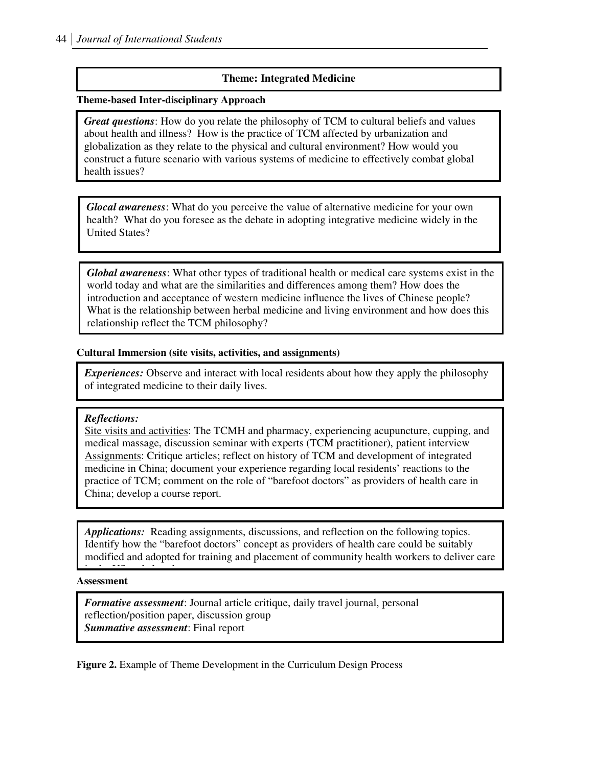**Theme: Integrated Medicine**

**Theme-based Inter-disciplinary Approach**

***Great questions***: How do you relate the philosophy of TCM to cultural beliefs and values about health and illness? How is the practice of TCM affected by urbanization and globalization as they relate to the physical and cultural environment? How would you construct a future scenario with various systems of medicine to effectively combat global health issues?

***Glocal awareness***: What do you perceive the value of alternative medicine for your own health? What do you foresee as the debate in adopting integrative medicine widely in the United States?

***Global awareness***: What other types of traditional health or medical care systems exist in the world today and what are the similarities and differences among them? How does the introduction and acceptance of western medicine influence the lives of Chinese people? What is the relationship between herbal medicine and living environment and how does this relationship reflect the TCM philosophy?

**Cultural Immersion (site visits, activities, and assignments)**

***Experiences:*** Observe and interact with local residents about how they apply the philosophy of integrated medicine to their daily lives.

***Reflections:***
Site visits and activities: The TCMH and pharmacy, experiencing acupuncture, cupping, and medical massage, discussion seminar with experts (TCM practitioner), patient interview
Assignments: Critique articles; reflect on history of TCM and development of integrated medicine in China; document your experience regarding local residents' reactions to the practice of TCM; comment on the role of "barefoot doctors" as providers of health care in China; develop a course report.

***Applications:*** Reading assignments, discussions, and reflection on the following topics. Identify how the "barefoot doctors" concept as providers of health care could be suitably modified and adopted for training and placement of community health workers to deliver care

**Assessment**

***Formative assessment***: Journal article critique, daily travel journal, personal reflection/position paper, discussion group
***Summative assessment***: Final report

**Figure 2.** Example of Theme Development in the Curriculum Design Process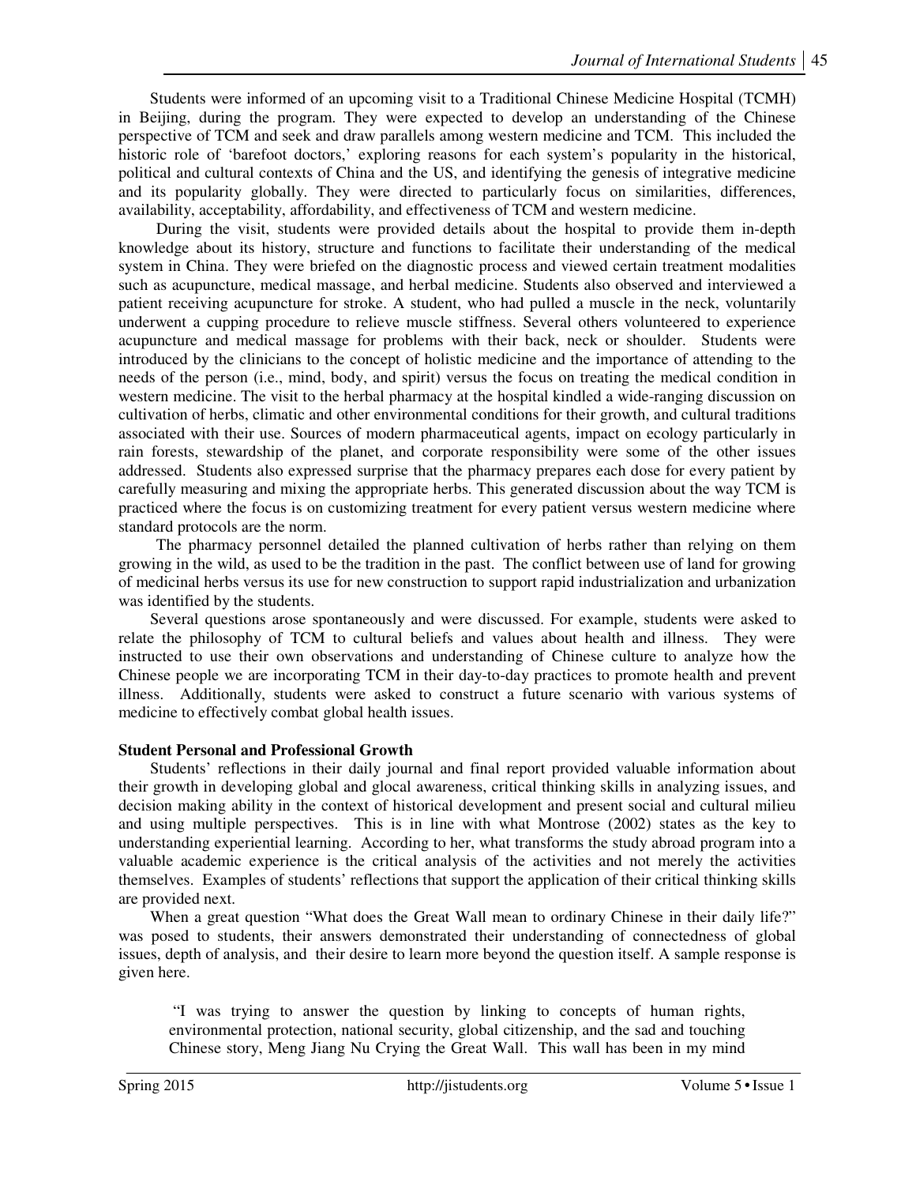Students were informed of an upcoming visit to a Traditional Chinese Medicine Hospital (TCMH) in Beijing, during the program. They were expected to develop an understanding of the Chinese perspective of TCM and seek and draw parallels among western medicine and TCM. This included the historic role of 'barefoot doctors,' exploring reasons for each system's popularity in the historical, political and cultural contexts of China and the US, and identifying the genesis of integrative medicine and its popularity globally. They were directed to particularly focus on similarities, differences, availability, acceptability, affordability, and effectiveness of TCM and western medicine.

During the visit, students were provided details about the hospital to provide them in-depth knowledge about its history, structure and functions to facilitate their understanding of the medical system in China. They were briefed on the diagnostic process and viewed certain treatment modalities such as acupuncture, medical massage, and herbal medicine. Students also observed and interviewed a patient receiving acupuncture for stroke. A student, who had pulled a muscle in the neck, voluntarily underwent a cupping procedure to relieve muscle stiffness. Several others volunteered to experience acupuncture and medical massage for problems with their back, neck or shoulder. Students were introduced by the clinicians to the concept of holistic medicine and the importance of attending to the needs of the person (i.e., mind, body, and spirit) versus the focus on treating the medical condition in western medicine. The visit to the herbal pharmacy at the hospital kindled a wide-ranging discussion on cultivation of herbs, climatic and other environmental conditions for their growth, and cultural traditions associated with their use. Sources of modern pharmaceutical agents, impact on ecology particularly in rain forests, stewardship of the planet, and corporate responsibility were some of the other issues addressed. Students also expressed surprise that the pharmacy prepares each dose for every patient by carefully measuring and mixing the appropriate herbs. This generated discussion about the way TCM is practiced where the focus is on customizing treatment for every patient versus western medicine where standard protocols are the norm.

The pharmacy personnel detailed the planned cultivation of herbs rather than relying on them growing in the wild, as used to be the tradition in the past. The conflict between use of land for growing of medicinal herbs versus its use for new construction to support rapid industrialization and urbanization was identified by the students.

Several questions arose spontaneously and were discussed. For example, students were asked to relate the philosophy of TCM to cultural beliefs and values about health and illness. They were instructed to use their own observations and understanding of Chinese culture to analyze how the Chinese people we are incorporating TCM in their day-to-day practices to promote health and prevent illness. Additionally, students were asked to construct a future scenario with various systems of medicine to effectively combat global health issues.

**Student Personal and Professional Growth**

Students' reflections in their daily journal and final report provided valuable information about their growth in developing global and glocal awareness, critical thinking skills in analyzing issues, and decision making ability in the context of historical development and present social and cultural milieu and using multiple perspectives. This is in line with what Montrose (2002) states as the key to understanding experiential learning. According to her, what transforms the study abroad program into a valuable academic experience is the critical analysis of the activities and not merely the activities themselves. Examples of students' reflections that support the application of their critical thinking skills are provided next.

When a great question "What does the Great Wall mean to ordinary Chinese in their daily life?" was posed to students, their answers demonstrated their understanding of connectedness of global issues, depth of analysis, and their desire to learn more beyond the question itself. A sample response is given here.

> "I was trying to answer the question by linking to concepts of human rights, environmental protection, national security, global citizenship, and the sad and touching Chinese story, Meng Jiang Nu Crying the Great Wall. This wall has been in my mind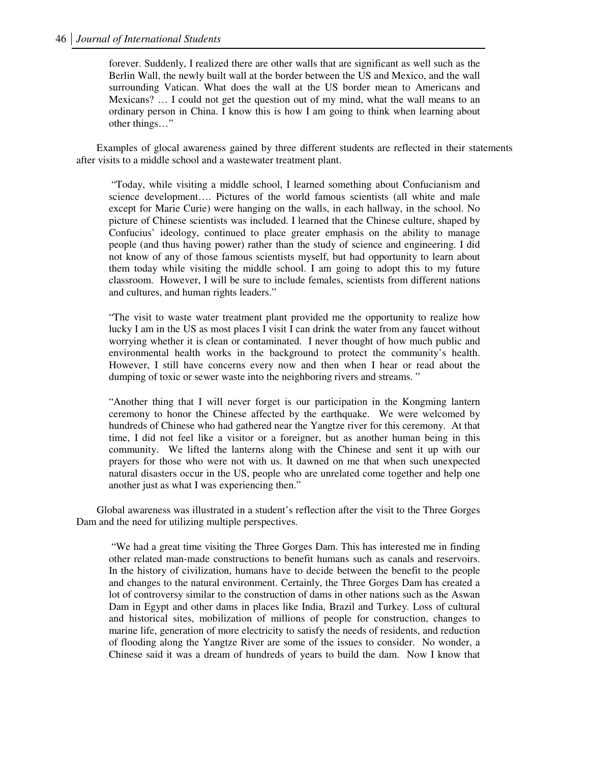forever. Suddenly, I realized there are other walls that are significant as well such as the Berlin Wall, the newly built wall at the border between the US and Mexico, and the wall surrounding Vatican. What does the wall at the US border mean to Americans and Mexicans? … I could not get the question out of my mind, what the wall means to an ordinary person in China. I know this is how I am going to think when learning about other things…"

Examples of glocal awareness gained by three different students are reflected in their statements after visits to a middle school and a wastewater treatment plant.

> "Today, while visiting a middle school, I learned something about Confucianism and science development…. Pictures of the world famous scientists (all white and male except for Marie Curie) were hanging on the walls, in each hallway, in the school. No picture of Chinese scientists was included. I learned that the Chinese culture, shaped by Confucius' ideology, continued to place greater emphasis on the ability to manage people (and thus having power) rather than the study of science and engineering. I did not know of any of those famous scientists myself, but had opportunity to learn about them today while visiting the middle school. I am going to adopt this to my future classroom. However, I will be sure to include females, scientists from different nations and cultures, and human rights leaders."

> "The visit to waste water treatment plant provided me the opportunity to realize how lucky I am in the US as most places I visit I can drink the water from any faucet without worrying whether it is clean or contaminated. I never thought of how much public and environmental health works in the background to protect the community's health. However, I still have concerns every now and then when I hear or read about the dumping of toxic or sewer waste into the neighboring rivers and streams. "

> "Another thing that I will never forget is our participation in the Kongming lantern ceremony to honor the Chinese affected by the earthquake. We were welcomed by hundreds of Chinese who had gathered near the Yangtze river for this ceremony. At that time, I did not feel like a visitor or a foreigner, but as another human being in this community. We lifted the lanterns along with the Chinese and sent it up with our prayers for those who were not with us. It dawned on me that when such unexpected natural disasters occur in the US, people who are unrelated come together and help one another just as what I was experiencing then."

Global awareness was illustrated in a student's reflection after the visit to the Three Gorges Dam and the need for utilizing multiple perspectives.

> "We had a great time visiting the Three Gorges Dam. This has interested me in finding other related man-made constructions to benefit humans such as canals and reservoirs. In the history of civilization, humans have to decide between the benefit to the people and changes to the natural environment. Certainly, the Three Gorges Dam has created a lot of controversy similar to the construction of dams in other nations such as the Aswan Dam in Egypt and other dams in places like India, Brazil and Turkey. Loss of cultural and historical sites, mobilization of millions of people for construction, changes to marine life, generation of more electricity to satisfy the needs of residents, and reduction of flooding along the Yangtze River are some of the issues to consider. No wonder, a Chinese said it was a dream of hundreds of years to build the dam. Now I know that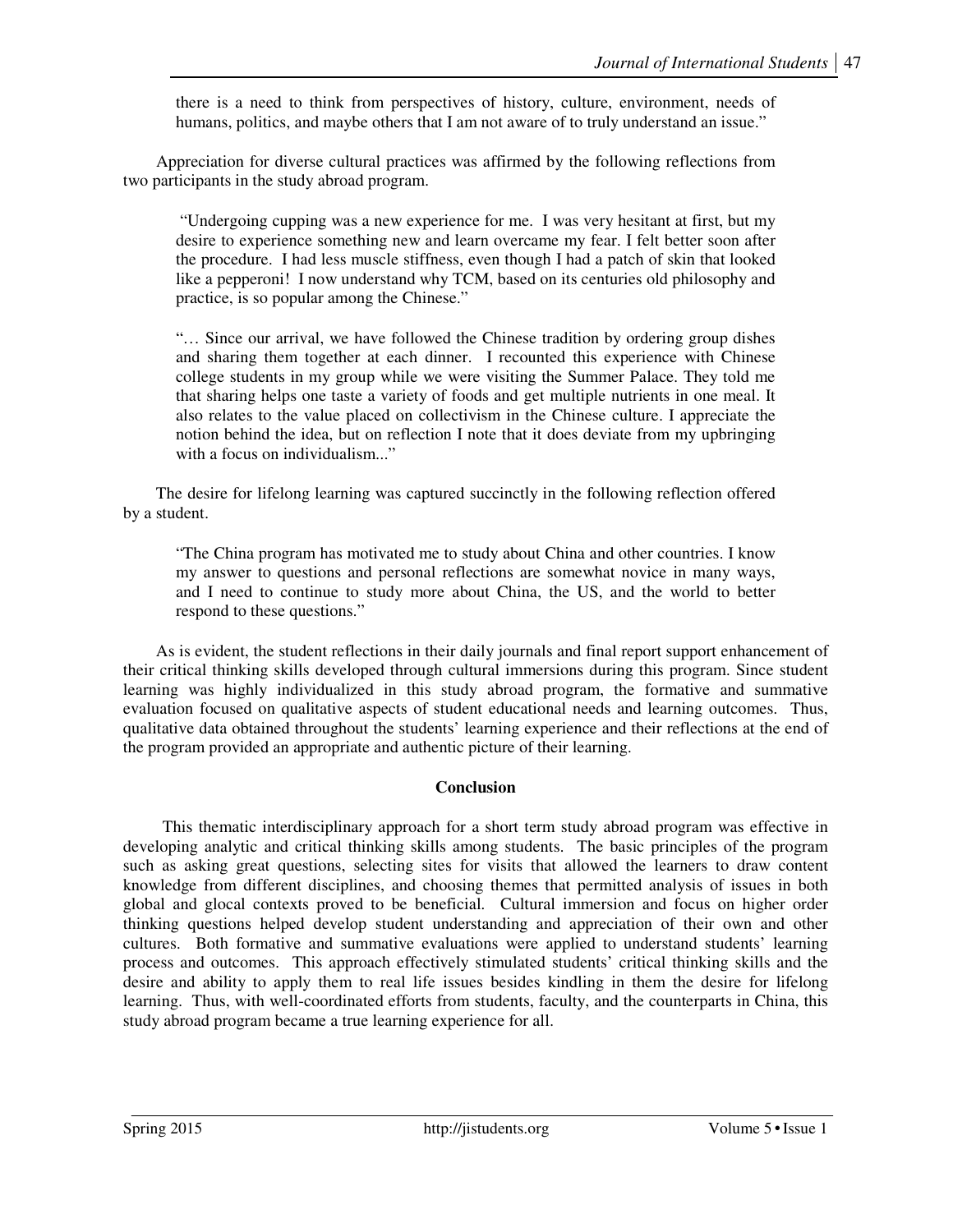> there is a need to think from perspectives of history, culture, environment, needs of humans, politics, and maybe others that I am not aware of to truly understand an issue."

Appreciation for diverse cultural practices was affirmed by the following reflections from two participants in the study abroad program.

> "Undergoing cupping was a new experience for me. I was very hesitant at first, but my desire to experience something new and learn overcame my fear. I felt better soon after the procedure. I had less muscle stiffness, even though I had a patch of skin that looked like a pepperoni! I now understand why TCM, based on its centuries old philosophy and practice, is so popular among the Chinese."

> "… Since our arrival, we have followed the Chinese tradition by ordering group dishes and sharing them together at each dinner. I recounted this experience with Chinese college students in my group while we were visiting the Summer Palace. They told me that sharing helps one taste a variety of foods and get multiple nutrients in one meal. It also relates to the value placed on collectivism in the Chinese culture. I appreciate the notion behind the idea, but on reflection I note that it does deviate from my upbringing with a focus on individualism..."

The desire for lifelong learning was captured succinctly in the following reflection offered by a student.

> "The China program has motivated me to study about China and other countries. I know my answer to questions and personal reflections are somewhat novice in many ways, and I need to continue to study more about China, the US, and the world to better respond to these questions."

As is evident, the student reflections in their daily journals and final report support enhancement of their critical thinking skills developed through cultural immersions during this program. Since student learning was highly individualized in this study abroad program, the formative and summative evaluation focused on qualitative aspects of student educational needs and learning outcomes. Thus, qualitative data obtained throughout the students' learning experience and their reflections at the end of the program provided an appropriate and authentic picture of their learning.

## Conclusion

This thematic interdisciplinary approach for a short term study abroad program was effective in developing analytic and critical thinking skills among students. The basic principles of the program such as asking great questions, selecting sites for visits that allowed the learners to draw content knowledge from different disciplines, and choosing themes that permitted analysis of issues in both global and glocal contexts proved to be beneficial. Cultural immersion and focus on higher order thinking questions helped develop student understanding and appreciation of their own and other cultures. Both formative and summative evaluations were applied to understand students' learning process and outcomes. This approach effectively stimulated students' critical thinking skills and the desire and ability to apply them to real life issues besides kindling in them the desire for lifelong learning. Thus, with well-coordinated efforts from students, faculty, and the counterparts in China, this study abroad program became a true learning experience for all.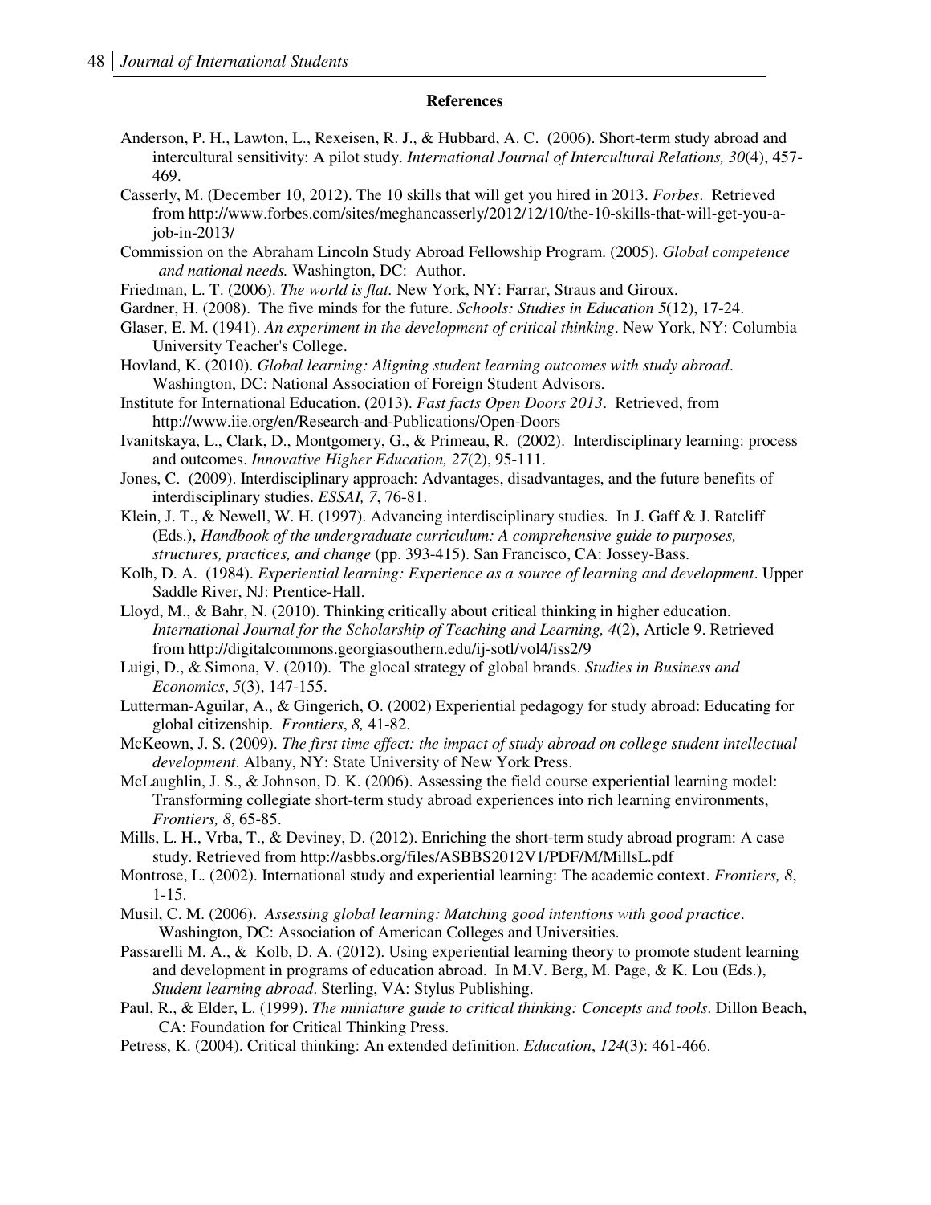## References

Anderson, P. H., Lawton, L., Rexeisen, R. J., & Hubbard, A. C. (2006). Short-term study abroad and intercultural sensitivity: A pilot study. *International Journal of Intercultural Relations, 30*(4), 457-469.

Casserly, M. (December 10, 2012). The 10 skills that will get you hired in 2013. *Forbes*. Retrieved from http://www.forbes.com/sites/meghancasserly/2012/12/10/the-10-skills-that-will-get-you-a-job-in-2013/

Commission on the Abraham Lincoln Study Abroad Fellowship Program. (2005). *Global competence and national needs.* Washington, DC: Author.

Friedman, L. T. (2006). *The world is flat.* New York, NY: Farrar, Straus and Giroux.

Gardner, H. (2008). The five minds for the future. *Schools: Studies in Education 5*(12), 17-24.

Glaser, E. M. (1941). *An experiment in the development of critical thinking*. New York, NY: Columbia University Teacher's College.

Hovland, K. (2010). *Global learning: Aligning student learning outcomes with study abroad*. Washington, DC: National Association of Foreign Student Advisors.

Institute for International Education. (2013). *Fast facts Open Doors 2013*. Retrieved, from http://www.iie.org/en/Research-and-Publications/Open-Doors

Ivanitskaya, L., Clark, D., Montgomery, G., & Primeau, R. (2002). Interdisciplinary learning: process and outcomes. *Innovative Higher Education, 27*(2), 95-111.

Jones, C. (2009). Interdisciplinary approach: Advantages, disadvantages, and the future benefits of interdisciplinary studies. *ESSAI, 7*, 76-81.

Klein, J. T., & Newell, W. H. (1997). Advancing interdisciplinary studies. In J. Gaff & J. Ratcliff (Eds.), *Handbook of the undergraduate curriculum: A comprehensive guide to purposes, structures, practices, and change* (pp. 393-415). San Francisco, CA: Jossey-Bass.

Kolb, D. A. (1984). *Experiential learning: Experience as a source of learning and development*. Upper Saddle River, NJ: Prentice-Hall.

Lloyd, M., & Bahr, N. (2010). Thinking critically about critical thinking in higher education. *International Journal for the Scholarship of Teaching and Learning, 4*(2), Article 9. Retrieved from http://digitalcommons.georgiasouthern.edu/ij-sotl/vol4/iss2/9

Luigi, D., & Simona, V. (2010). The glocal strategy of global brands. *Studies in Business and Economics*, *5*(3), 147-155.

Lutterman-Aguilar, A., & Gingerich, O. (2002) Experiential pedagogy for study abroad: Educating for global citizenship. *Frontiers*, *8,* 41-82.

McKeown, J. S. (2009). *The first time effect: the impact of study abroad on college student intellectual development*. Albany, NY: State University of New York Press.

McLaughlin, J. S., & Johnson, D. K. (2006). Assessing the field course experiential learning model: Transforming collegiate short-term study abroad experiences into rich learning environments, *Frontiers, 8*, 65-85.

Mills, L. H., Vrba, T., & Deviney, D. (2012). Enriching the short-term study abroad program: A case study. Retrieved from http://asbbs.org/files/ASBBS2012V1/PDF/M/MillsL.pdf

Montrose, L. (2002). International study and experiential learning: The academic context. *Frontiers, 8*, 1-15.

Musil, C. M. (2006). *Assessing global learning: Matching good intentions with good practice*. Washington, DC: Association of American Colleges and Universities.

Passarelli M. A., & Kolb, D. A. (2012). Using experiential learning theory to promote student learning and development in programs of education abroad. In M.V. Berg, M. Page, & K. Lou (Eds.), *Student learning abroad*. Sterling, VA: Stylus Publishing.

Paul, R., & Elder, L. (1999). *The miniature guide to critical thinking: Concepts and tools*. Dillon Beach, CA: Foundation for Critical Thinking Press.

Petress, K. (2004). Critical thinking: An extended definition. *Education*, *124*(3): 461-466.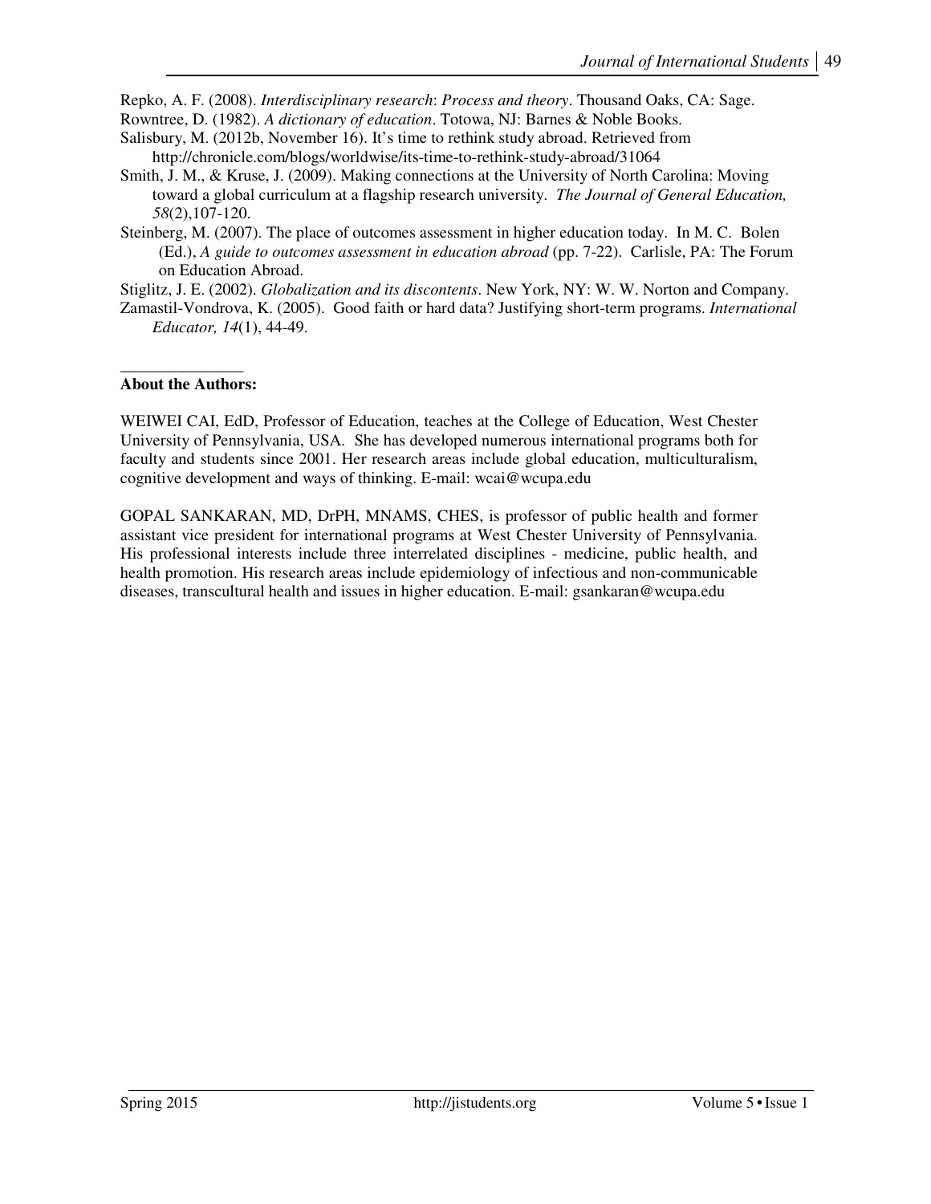Repko, A. F. (2008). *Interdisciplinary research*: *Process and theory*. Thousand Oaks, CA: Sage.

Rowntree, D. (1982). *A dictionary of education*. Totowa, NJ: Barnes & Noble Books.

Salisbury, M. (2012b, November 16). It's time to rethink study abroad. Retrieved from http://chronicle.com/blogs/worldwise/its-time-to-rethink-study-abroad/31064

Smith, J. M., & Kruse, J. (2009). Making connections at the University of North Carolina: Moving toward a global curriculum at a flagship research university. *The Journal of General Education, 58*(2),107-120.

Steinberg, M. (2007). The place of outcomes assessment in higher education today. In M. C. Bolen (Ed.), *A guide to outcomes assessment in education abroad* (pp. 7-22). Carlisle, PA: The Forum on Education Abroad.

Stiglitz, J. E. (2002). *Globalization and its discontents*. New York, NY: W. W. Norton and Company.

Zamastil-Vondrova, K. (2005). Good faith or hard data? Justifying short-term programs. *International Educator, 14*(1), 44-49.

\_\_\_\_\_\_\_\_\_\_\_\_\_\_\_

**About the Authors:**

WEIWEI CAI, EdD, Professor of Education, teaches at the College of Education, West Chester University of Pennsylvania, USA. She has developed numerous international programs both for faculty and students since 2001. Her research areas include global education, multiculturalism, cognitive development and ways of thinking. E-mail: wcai@wcupa.edu

GOPAL SANKARAN, MD, DrPH, MNAMS, CHES, is professor of public health and former assistant vice president for international programs at West Chester University of Pennsylvania. His professional interests include three interrelated disciplines - medicine, public health, and health promotion. His research areas include epidemiology of infectious and non-communicable diseases, transcultural health and issues in higher education. E-mail: gsankaran@wcupa.edu